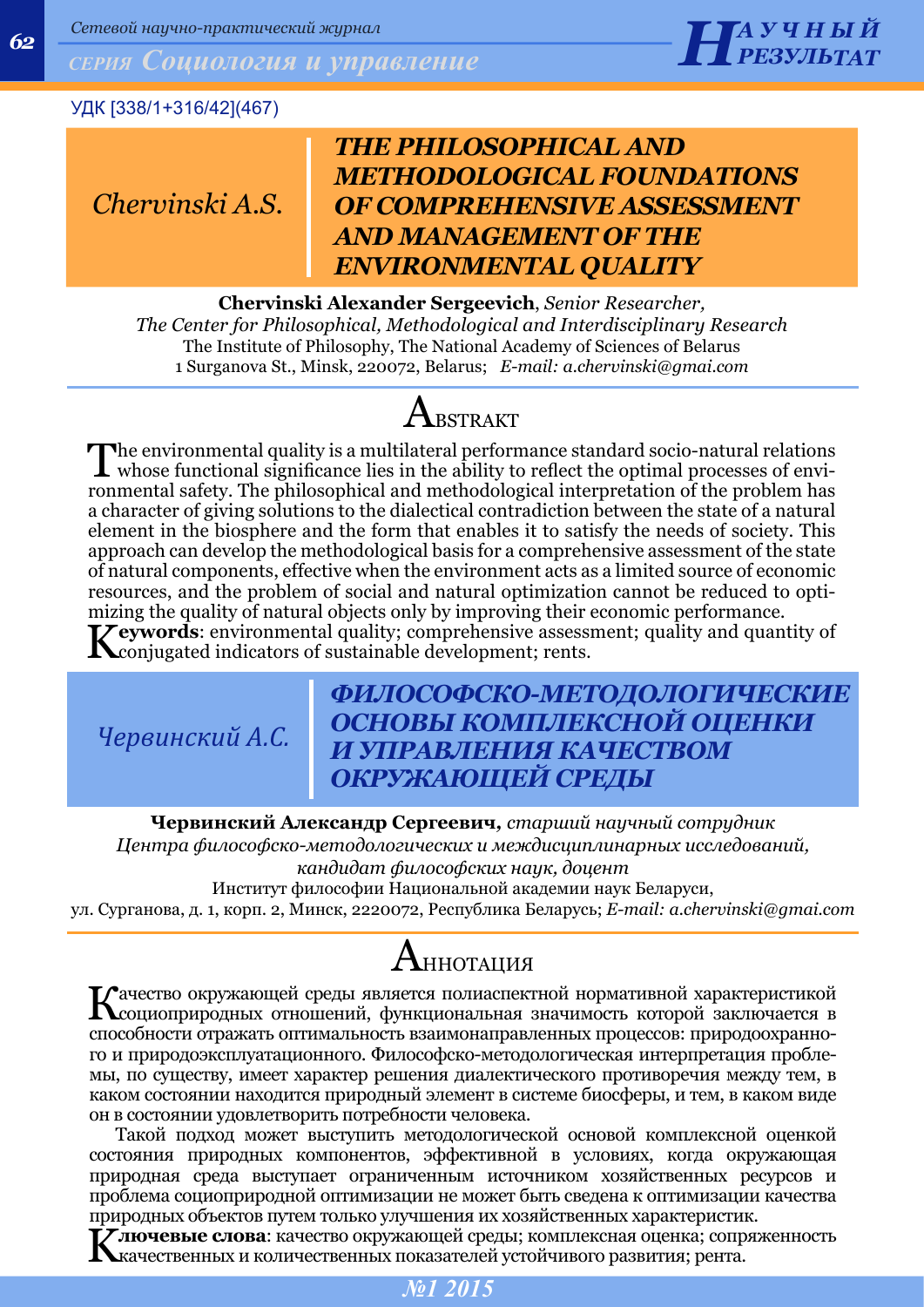УДК [338/1+316/42](467)

**Chervinski A.S.**

# THE PHILOSOPHICAL AND METHODOLOGICAL FOUNDATIONS OF COMPREHENSIVE ASSESSMENT AND MANAGEMENT OF THE ENVIRONMENTAL QUALITY

**Chervinski Alexander Sergeevich**, *Senior Researcher,*
*The Center for Philosophical, Methodological and Interdisciplinary Research*
The Institute of Philosophy, The National Academy of Sciences of Belarus
1 Surganova St., Minsk, 220072, Belarus; *E-mail: a.chervinski@gmai.com*

## ABSTRAKT

The environmental quality is a multilateral performance standard socio-natural relations whose functional significance lies in the ability to reflect the optimal processes of environmental safety. The philosophical and methodological interpretation of the problem has a character of giving solutions to the dialectical contradiction between the state of a natural element in the biosphere and the form that enables it to satisfy the needs of society. This approach can develop the methodological basis for a comprehensive assessment of the state of natural components, effective when the environment acts as a limited source of economic resources, and the problem of social and natural optimization cannot be reduced to optimizing the quality of natural objects only by improving their economic performance.

**Keywords**: environmental quality; comprehensive assessment; quality and quantity of conjugated indicators of sustainable development; rents.

**Червинский А.С.**

# ФИЛОСОФСКО-МЕТОДОЛОГИЧЕСКИЕ ОСНОВЫ КОМПЛЕКСНОЙ ОЦЕНКИ И УПРАВЛЕНИЯ КАЧЕСТВОМ ОКРУЖАЮЩЕЙ СРЕДЫ

**Червинский Александр Сергеевич**, *старший научный сотрудник Центра философско-методологических и междисциплинарных исследований, кандидат философских наук, доцент*
Институт философии Национальной академии наук Беларуси,
ул. Сурганова, д. 1, корп. 2, Минск, 2220072, Республика Беларусь; *E-mail: a.chervinski@gmai.com*

## АННОТАЦИЯ

Качество окружающей среды является полиаспектной нормативной характеристикой социоприродных отношений, функциональная значимость которой заключается в способности отражать оптимальность взаимонаправленных процессов: природоохранного и природоэксплуатационного. Философско-методологическая интерпретация проблемы, по существу, имеет характер решения диалектического противоречия между тем, в каком состоянии находится природный элемент в системе биосферы, и тем, в каком виде он в состоянии удовлетворить потребности человека.

Такой подход может выступить методологической основой комплексной оценкой состояния природных компонентов, эффективной в условиях, когда окружающая природная среда выступает ограниченным источником хозяйственных ресурсов и проблема социоприродной оптимизации не может быть сведена к оптимизации качества природных объектов путем только улучшения их хозяйственных характеристик.

**Ключевые слова**: качество окружающей среды; комплексная оценка; сопряженность качественных и количественных показателей устойчивого развития; рента.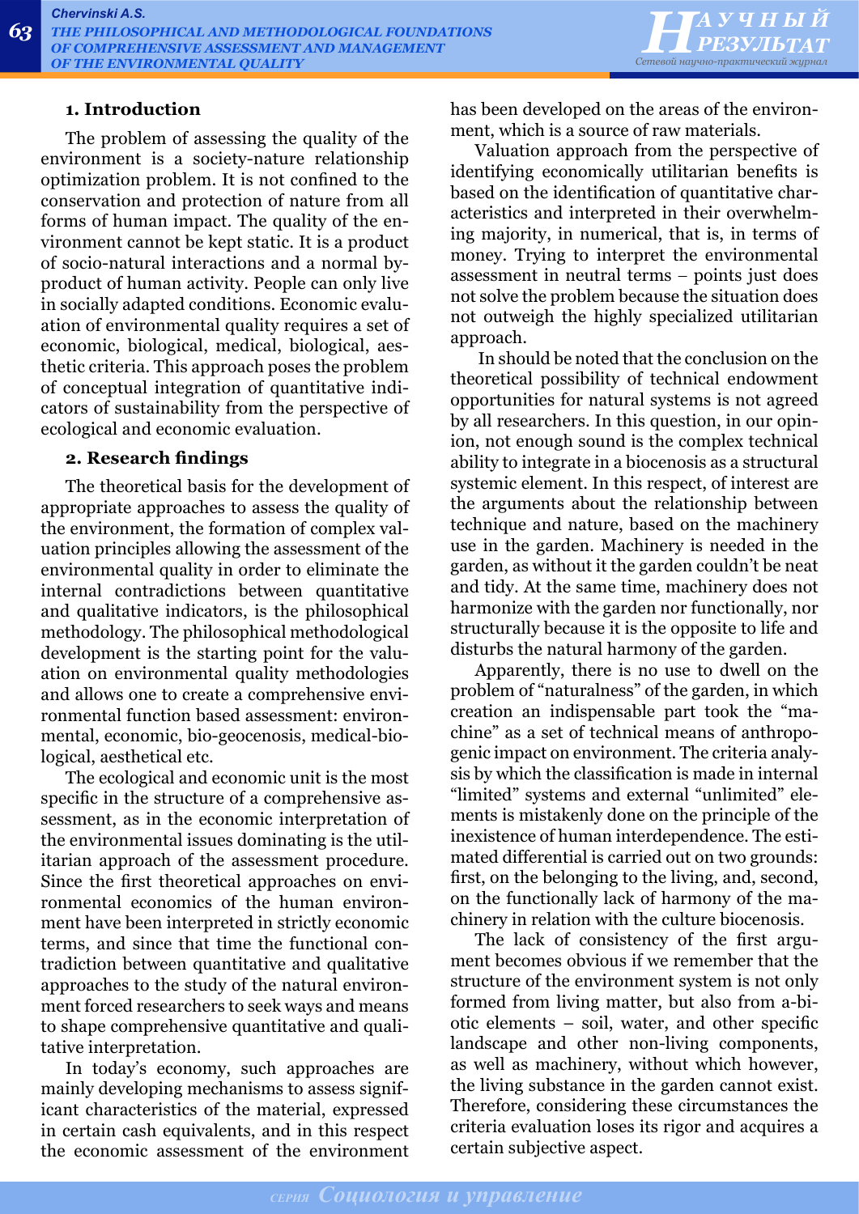## 1. Introduction

The problem of assessing the quality of the environment is a society-nature relationship optimization problem. It is not confined to the conservation and protection of nature from all forms of human impact. The quality of the environment cannot be kept static. It is a product of socio-natural interactions and a normal by-product of human activity. People can only live in socially adapted conditions. Economic evaluation of environmental quality requires a set of economic, biological, medical, biological, aesthetic criteria. This approach poses the problem of conceptual integration of quantitative indicators of sustainability from the perspective of ecological and economic evaluation.

## 2. Research findings

The theoretical basis for the development of appropriate approaches to assess the quality of the environment, the formation of complex valuation principles allowing the assessment of the environmental quality in order to eliminate the internal contradictions between quantitative and qualitative indicators, is the philosophical methodology. The philosophical methodological development is the starting point for the valuation on environmental quality methodologies and allows one to create a comprehensive environmental function based assessment: environmental, economic, bio-geocenosis, medical-biological, aesthetical etc.

The ecological and economic unit is the most specific in the structure of a comprehensive assessment, as in the economic interpretation of the environmental issues dominating is the utilitarian approach of the assessment procedure. Since the first theoretical approaches on environmental economics of the human environment have been interpreted in strictly economic terms, and since that time the functional contradiction between quantitative and qualitative approaches to the study of the natural environment forced researchers to seek ways and means to shape comprehensive quantitative and qualitative interpretation.

In today's economy, such approaches are mainly developing mechanisms to assess significant characteristics of the material, expressed in certain cash equivalents, and in this respect the economic assessment of the environment has been developed on the areas of the environment, which is a source of raw materials.

Valuation approach from the perspective of identifying economically utilitarian benefits is based on the identification of quantitative characteristics and interpreted in their overwhelming majority, in numerical, that is, in terms of money. Trying to interpret the environmental assessment in neutral terms – points just does not solve the problem because the situation does not outweigh the highly specialized utilitarian approach.

In should be noted that the conclusion on the theoretical possibility of technical endowment opportunities for natural systems is not agreed by all researchers. In this question, in our opinion, not enough sound is the complex technical ability to integrate in a biocenosis as a structural systemic element. In this respect, of interest are the arguments about the relationship between technique and nature, based on the machinery use in the garden. Machinery is needed in the garden, as without it the garden couldn't be neat and tidy. At the same time, machinery does not harmonize with the garden nor functionally, nor structurally because it is the opposite to life and disturbs the natural harmony of the garden.

Apparently, there is no use to dwell on the problem of "naturalness" of the garden, in which creation an indispensable part took the "machine" as a set of technical means of anthropogenic impact on environment. The criteria analysis by which the classification is made in internal "limited" systems and external "unlimited" elements is mistakenly done on the principle of the inexistence of human interdependence. The estimated differential is carried out on two grounds: first, on the belonging to the living, and, second, on the functionally lack of harmony of the machinery in relation with the culture biocenosis.

The lack of consistency of the first argument becomes obvious if we remember that the structure of the environment system is not only formed from living matter, but also from a-biotic elements – soil, water, and other specific landscape and other non-living components, as well as machinery, without which however, the living substance in the garden cannot exist. Therefore, considering these circumstances the criteria evaluation loses its rigor and acquires a certain subjective aspect.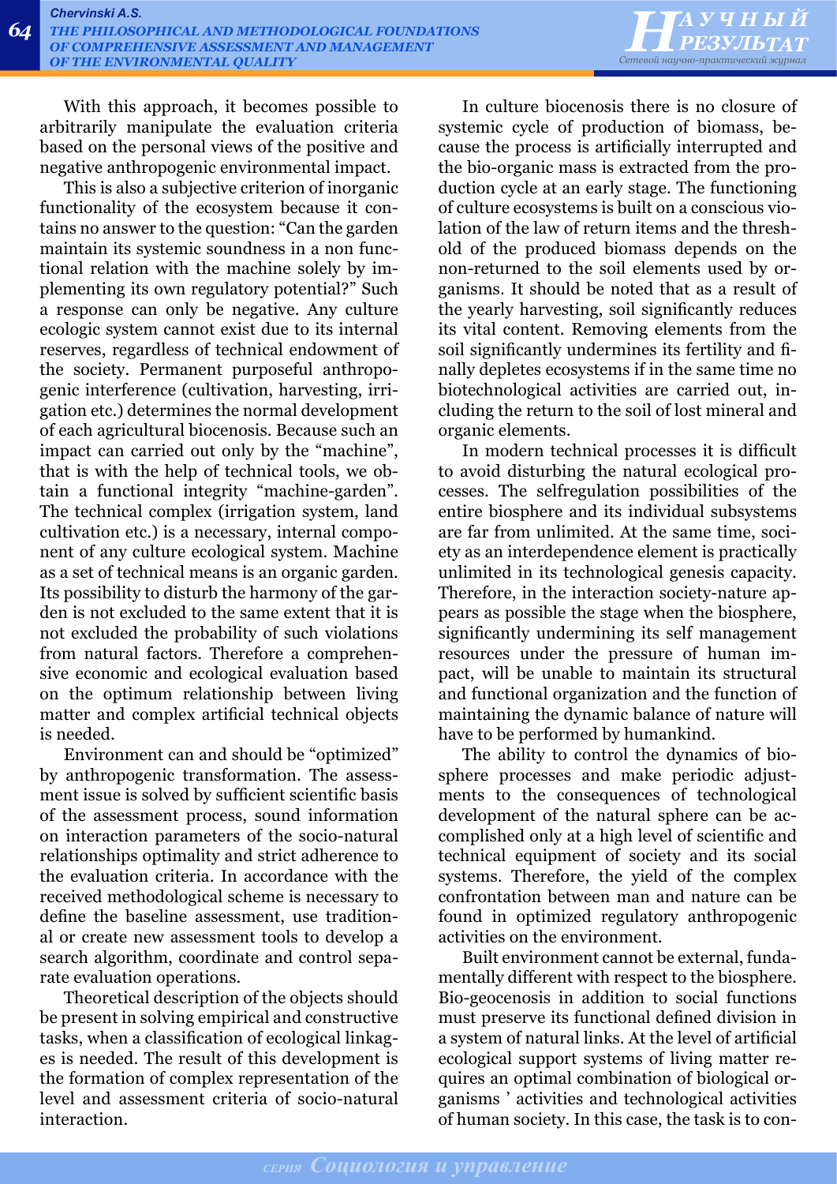With this approach, it becomes possible to arbitrarily manipulate the evaluation criteria based on the personal views of the positive and negative anthropogenic environmental impact.

This is also a subjective criterion of inorganic functionality of the ecosystem because it contains no answer to the question: "Can the garden maintain its systemic soundness in a non functional relation with the machine solely by implementing its own regulatory potential?" Such a response can only be negative. Any culture ecologic system cannot exist due to its internal reserves, regardless of technical endowment of the society. Permanent purposeful anthropogenic interference (cultivation, harvesting, irrigation etc.) determines the normal development of each agricultural biocenosis. Because such an impact can carried out only by the "machine", that is with the help of technical tools, we obtain a functional integrity "machine-garden". The technical complex (irrigation system, land cultivation etc.) is a necessary, internal component of any culture ecological system. Machine as a set of technical means is an organic garden. Its possibility to disturb the harmony of the garden is not excluded to the same extent that it is not excluded the probability of such violations from natural factors. Therefore a comprehensive economic and ecological evaluation based on the optimum relationship between living matter and complex artificial technical objects is needed.

Environment can and should be "optimized" by anthropogenic transformation. The assessment issue is solved by sufficient scientific basis of the assessment process, sound information on interaction parameters of the socio-natural relationships optimality and strict adherence to the evaluation criteria. In accordance with the received methodological scheme is necessary to define the baseline assessment, use traditional or create new assessment tools to develop a search algorithm, coordinate and control separate evaluation operations.

Theoretical description of the objects should be present in solving empirical and constructive tasks, when a classification of ecological linkages is needed. The result of this development is the formation of complex representation of the level and assessment criteria of socio-natural interaction.

In culture biocenosis there is no closure of systemic cycle of production of biomass, because the process is artificially interrupted and the bio-organic mass is extracted from the production cycle at an early stage. The functioning of culture ecosystems is built on a conscious violation of the law of return items and the threshold of the produced biomass depends on the non-returned to the soil elements used by organisms. It should be noted that as a result of the yearly harvesting, soil significantly reduces its vital content. Removing elements from the soil significantly undermines its fertility and finally depletes ecosystems if in the same time no biotechnological activities are carried out, including the return to the soil of lost mineral and organic elements.

In modern technical processes it is difficult to avoid disturbing the natural ecological processes. The selfregulation possibilities of the entire biosphere and its individual subsystems are far from unlimited. At the same time, society as an interdependence element is practically unlimited in its technological genesis capacity. Therefore, in the interaction society-nature appears as possible the stage when the biosphere, significantly undermining its self management resources under the pressure of human impact, will be unable to maintain its structural and functional organization and the function of maintaining the dynamic balance of nature will have to be performed by humankind.

The ability to control the dynamics of biosphere processes and make periodic adjustments to the consequences of technological development of the natural sphere can be accomplished only at a high level of scientific and technical equipment of society and its social systems. Therefore, the yield of the complex confrontation between man and nature can be found in optimized regulatory anthropogenic activities on the environment.

Built environment cannot be external, fundamentally different with respect to the biosphere. Bio-geocenosis in addition to social functions must preserve its functional defined division in a system of natural links. At the level of artificial ecological support systems of living matter requires an optimal combination of biological organisms ' activities and technological activities of human society. In this case, the task is to con-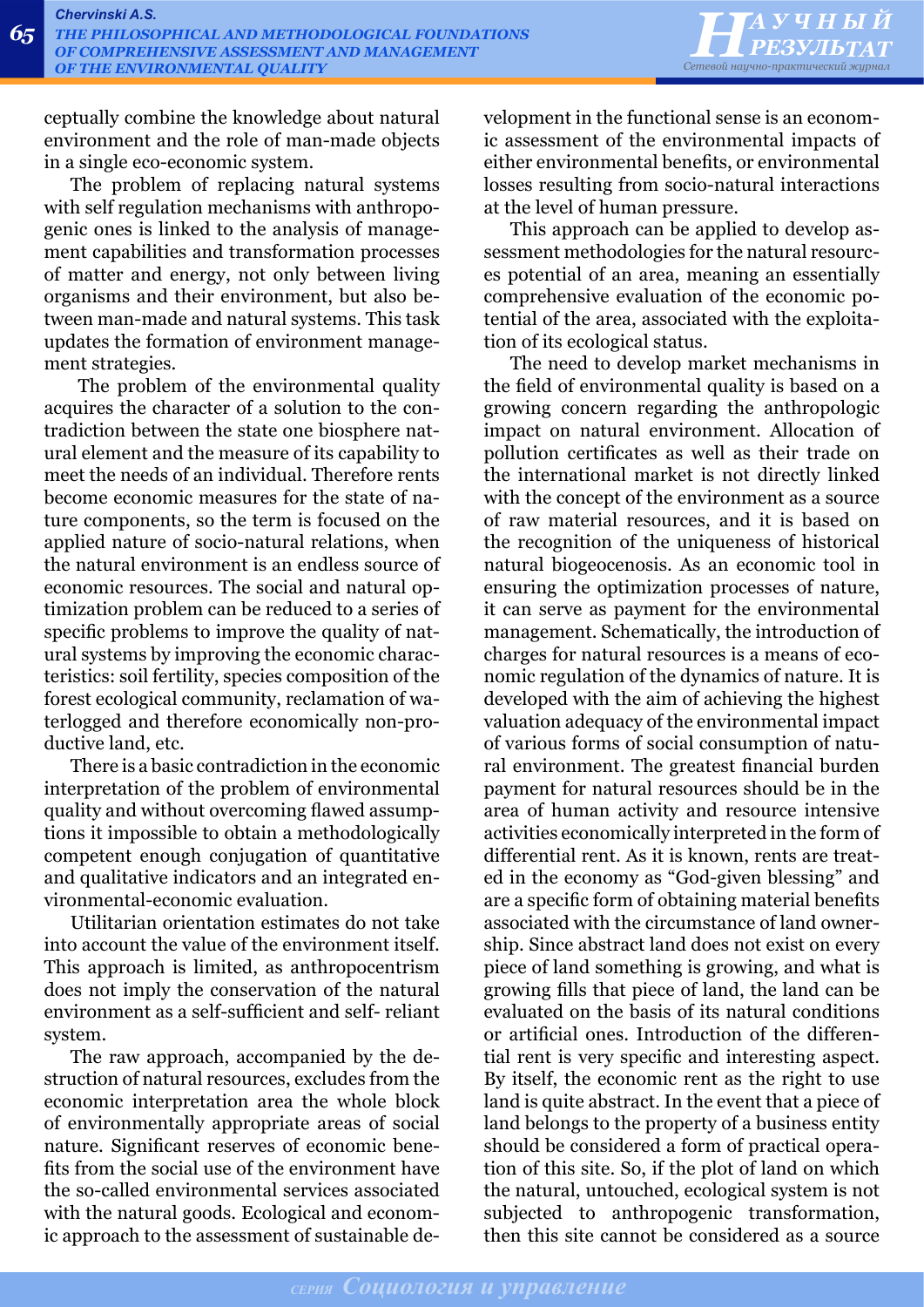ceptually combine the knowledge about natural environment and the role of man-made objects in a single eco-economic system.

The problem of replacing natural systems with self regulation mechanisms with anthropogenic ones is linked to the analysis of management capabilities and transformation processes of matter and energy, not only between living organisms and their environment, but also between man-made and natural systems. This task updates the formation of environment management strategies.

The problem of the environmental quality acquires the character of a solution to the contradiction between the state one biosphere natural element and the measure of its capability to meet the needs of an individual. Therefore rents become economic measures for the state of nature components, so the term is focused on the applied nature of socio-natural relations, when the natural environment is an endless source of economic resources. The social and natural optimization problem can be reduced to a series of specific problems to improve the quality of natural systems by improving the economic characteristics: soil fertility, species composition of the forest ecological community, reclamation of waterlogged and therefore economically non-productive land, etc.

There is a basic contradiction in the economic interpretation of the problem of environmental quality and without overcoming flawed assumptions it impossible to obtain a methodologically competent enough conjugation of quantitative and qualitative indicators and an integrated environmental-economic evaluation.

Utilitarian orientation estimates do not take into account the value of the environment itself. This approach is limited, as anthropocentrism does not imply the conservation of the natural environment as a self-sufficient and self- reliant system.

The raw approach, accompanied by the destruction of natural resources, excludes from the economic interpretation area the whole block of environmentally appropriate areas of social nature. Significant reserves of economic benefits from the social use of the environment have the so-called environmental services associated with the natural goods. Ecological and economic approach to the assessment of sustainable development in the functional sense is an economic assessment of the environmental impacts of either environmental benefits, or environmental losses resulting from socio-natural interactions at the level of human pressure.

This approach can be applied to develop assessment methodologies for the natural resources potential of an area, meaning an essentially comprehensive evaluation of the economic potential of the area, associated with the exploitation of its ecological status.

The need to develop market mechanisms in the field of environmental quality is based on a growing concern regarding the anthropologic impact on natural environment. Allocation of pollution certificates as well as their trade on the international market is not directly linked with the concept of the environment as a source of raw material resources, and it is based on the recognition of the uniqueness of historical natural biogeocenosis. As an economic tool in ensuring the optimization processes of nature, it can serve as payment for the environmental management. Schematically, the introduction of charges for natural resources is a means of economic regulation of the dynamics of nature. It is developed with the aim of achieving the highest valuation adequacy of the environmental impact of various forms of social consumption of natural environment. The greatest financial burden payment for natural resources should be in the area of human activity and resource intensive activities economically interpreted in the form of differential rent. As it is known, rents are treated in the economy as "God-given blessing" and are a specific form of obtaining material benefits associated with the circumstance of land ownership. Since abstract land does not exist on every piece of land something is growing, and what is growing fills that piece of land, the land can be evaluated on the basis of its natural conditions or artificial ones. Introduction of the differential rent is very specific and interesting aspect. By itself, the economic rent as the right to use land is quite abstract. In the event that a piece of land belongs to the property of a business entity should be considered a form of practical operation of this site. So, if the plot of land on which the natural, untouched, ecological system is not subjected to anthropogenic transformation, then this site cannot be considered as a source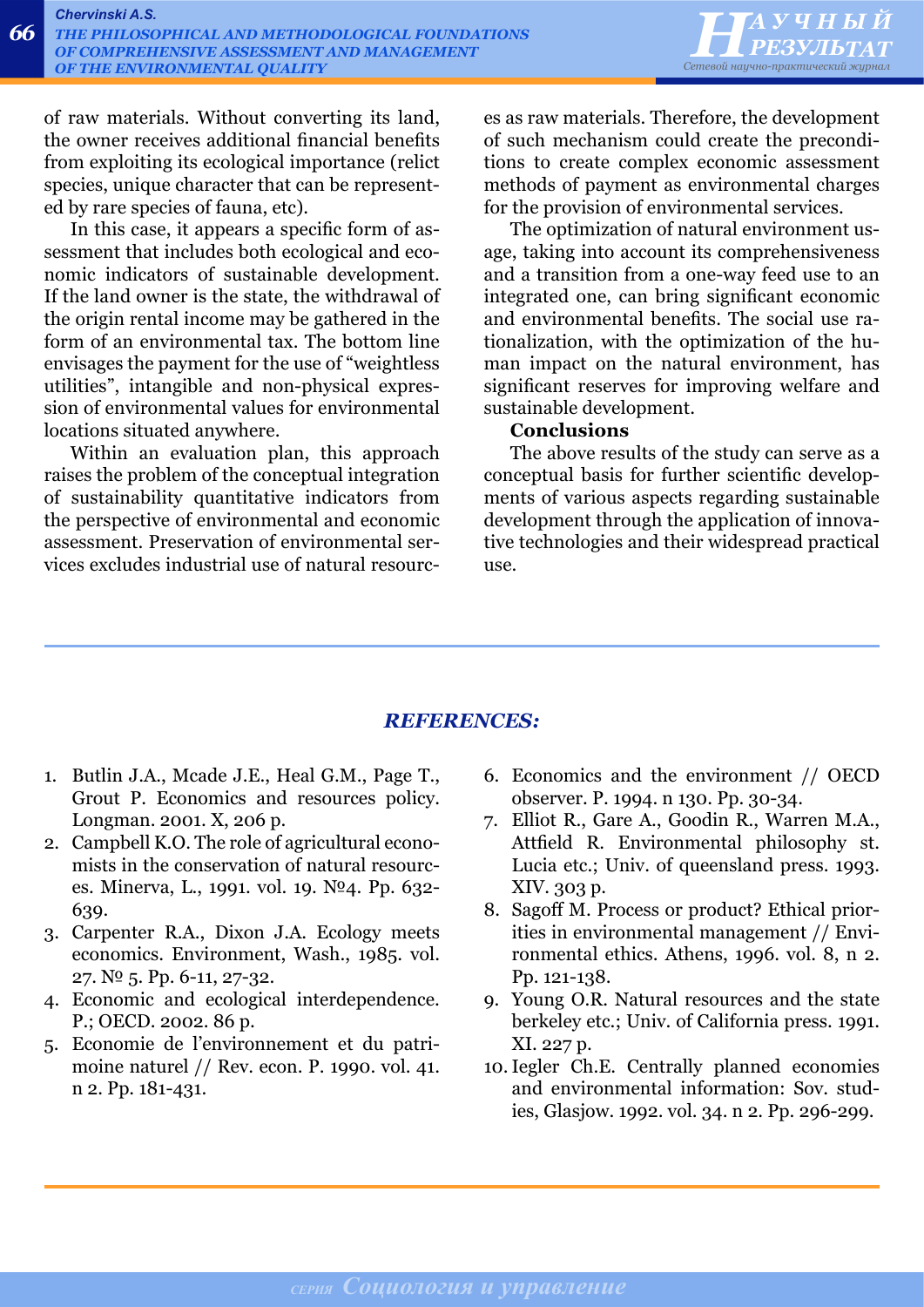of raw materials. Without converting its land, the owner receives additional financial benefits from exploiting its ecological importance (relict species, unique character that can be represented by rare species of fauna, etc).

In this case, it appears a specific form of assessment that includes both ecological and economic indicators of sustainable development. If the land owner is the state, the withdrawal of the origin rental income may be gathered in the form of an environmental tax. The bottom line envisages the payment for the use of "weightless utilities", intangible and non-physical expression of environmental values for environmental locations situated anywhere.

Within an evaluation plan, this approach raises the problem of the conceptual integration of sustainability quantitative indicators from the perspective of environmental and economic assessment. Preservation of environmental services excludes industrial use of natural resources as raw materials. Therefore, the development of such mechanism could create the preconditions to create complex economic assessment methods of payment as environmental charges for the provision of environmental services.

The optimization of natural environment usage, taking into account its comprehensiveness and a transition from a one-way feed use to an integrated one, can bring significant economic and environmental benefits. The social use rationalization, with the optimization of the human impact on the natural environment, has significant reserves for improving welfare and sustainable development.

**Conclusions**

The above results of the study can serve as a conceptual basis for further scientific developments of various aspects regarding sustainable development through the application of innovative technologies and their widespread practical use.

## *REFERENCES:*

1. Butlin J.A., Mcade J.E., Heal G.M., Page T., Grout P. Economics and resources policy. Longman. 2001. X, 206 p.
2. Campbell K.O. The role of agricultural economists in the conservation of natural resources. Minerva, L., 1991. vol. 19. №4. Pp. 632-639.
3. Carpenter R.A., Dixon J.A. Ecology meets economics. Environment, Wash., 1985. vol. 27. № 5. Pp. 6-11, 27-32.
4. Economic and ecological interdependence. P.; OECD. 2002. 86 p.
5. Economie de l'environnement et du patrimoine naturel // Rev. econ. P. 1990. vol. 41. n 2. Pp. 181-431.
6. Economics and the environment // OECD observer. P. 1994. n 130. Pp. 30-34.
7. Elliot R., Gare A., Goodin R., Warren M.A., Attfield R. Environmental philosophy st. Lucia etc.; Univ. of queensland press. 1993. XIV. 303 p.
8. Sagoff M. Process or product? Ethical priorities in environmental management // Environmental ethics. Athens, 1996. vol. 8, n 2. Pp. 121-138.
9. Young O.R. Natural resources and the state berkeley etc.; Univ. of California press. 1991. XI. 227 p.
10. Iegler Ch.E. Centrally planned economies and environmental information: Sov. studies, Glasjow. 1992. vol. 34. n 2. Pp. 296-299.